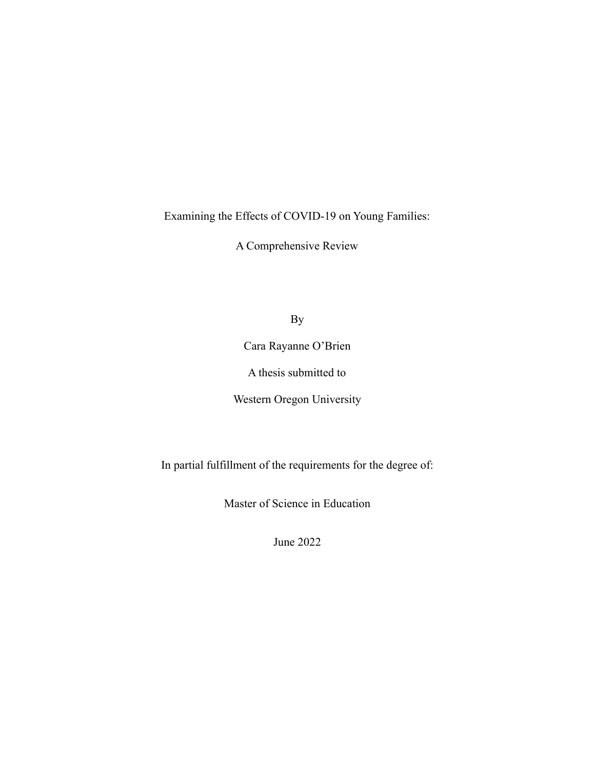# Examining the Effects of COVID-19 on Young Families:

## A Comprehensive Review

By

Cara Rayanne O'Brien

A thesis submitted to

Western Oregon University

In partial fulfillment of the requirements for the degree of:

Master of Science in Education

June 2022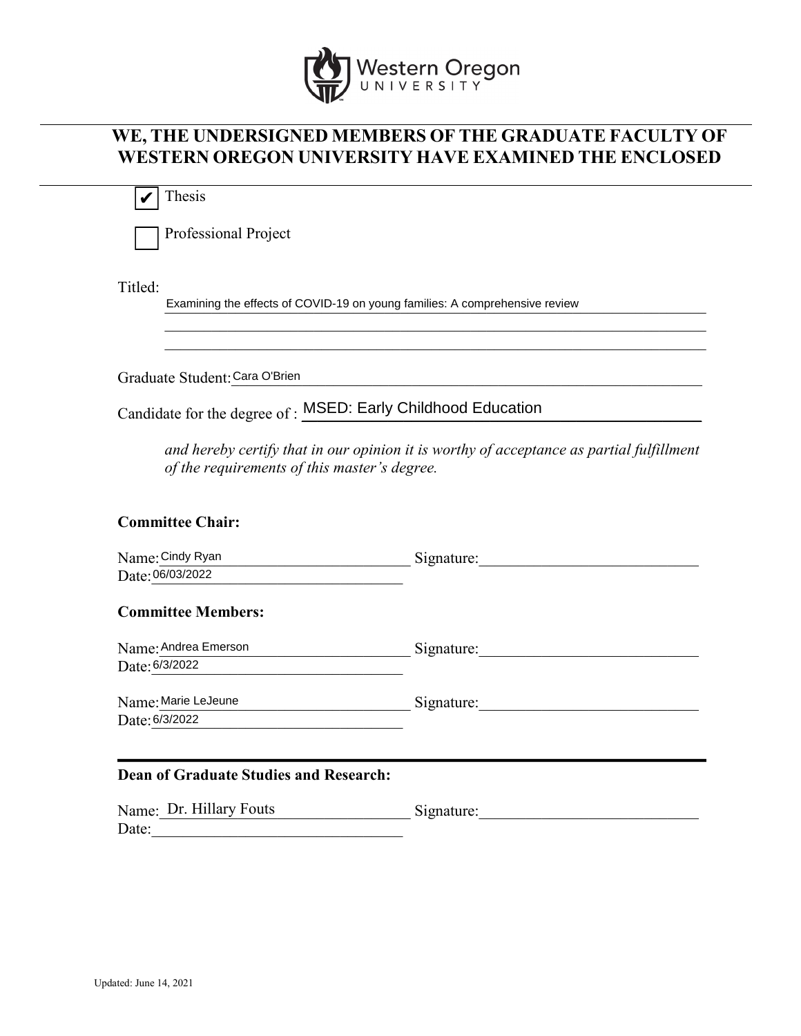Western Oregon UNIVERSITY

## WE, THE UNDERSIGNED MEMBERS OF THE GRADUATE FACULTY OF WESTERN OREGON UNIVERSITY HAVE EXAMINED THE ENCLOSED

- [x] Thesis
- [ ] Professional Project

Titled: Examining the effects of COVID-19 on young families: A comprehensive review

Graduate Student: Cara O'Brien

Candidate for the degree of : MSED: Early Childhood Education

*and hereby certify that in our opinion it is worthy of acceptance as partial fulfillment of the requirements of this master's degree.*

**Committee Chair:**

Name: Cindy Ryan Signature:
Date: 06/03/2022

**Committee Members:**

Name: Andrea Emerson Signature:
Date: 6/3/2022

Name: Marie LeJeune Signature:
Date: 6/3/2022

**Dean of Graduate Studies and Research:**

Name: Dr. Hillary Fouts Signature:
Date:

Updated: June 14, 2021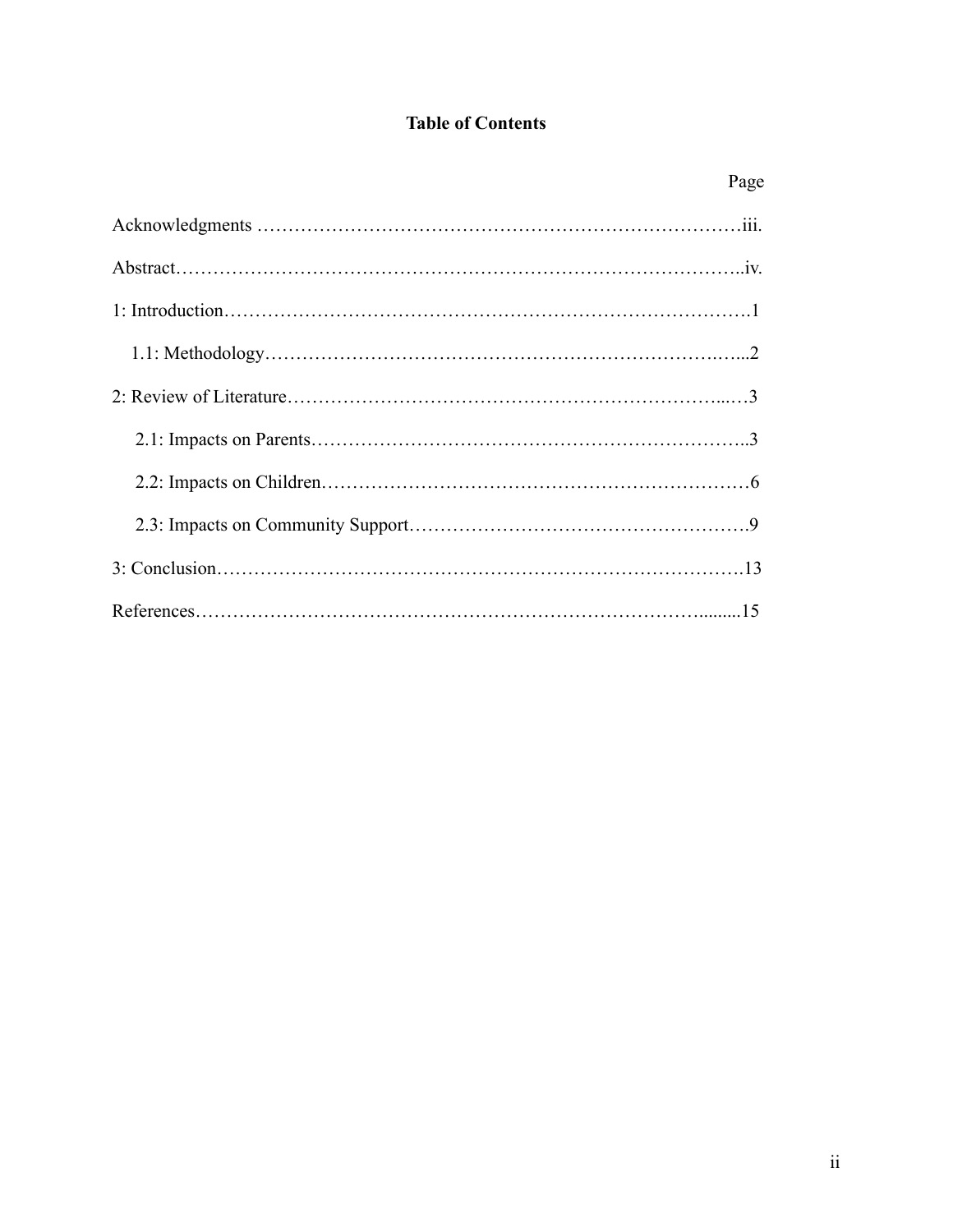# Table of Contents

| | Page |
|---|---|
| Acknowledgments | iii. |
| Abstract | iv. |
| 1: Introduction | 1 |
| 1.1: Methodology | 2 |
| 2: Review of Literature | 3 |
| 2.1: Impacts on Parents | 3 |
| 2.2: Impacts on Children | 6 |
| 2.3: Impacts on Community Support | 9 |
| 3: Conclusion | 13 |
| References | 15 |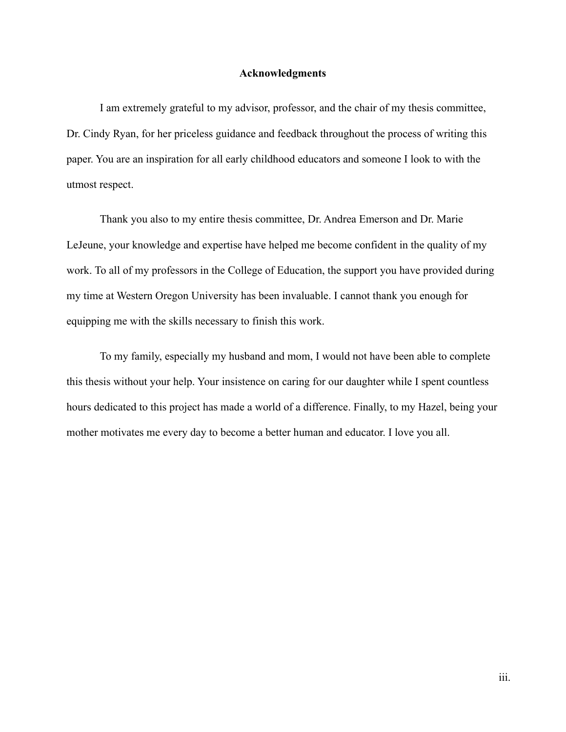# Acknowledgments

I am extremely grateful to my advisor, professor, and the chair of my thesis committee, Dr. Cindy Ryan, for her priceless guidance and feedback throughout the process of writing this paper. You are an inspiration for all early childhood educators and someone I look to with the utmost respect.

Thank you also to my entire thesis committee, Dr. Andrea Emerson and Dr. Marie LeJeune, your knowledge and expertise have helped me become confident in the quality of my work. To all of my professors in the College of Education, the support you have provided during my time at Western Oregon University has been invaluable. I cannot thank you enough for equipping me with the skills necessary to finish this work.

To my family, especially my husband and mom, I would not have been able to complete this thesis without your help. Your insistence on caring for our daughter while I spent countless hours dedicated to this project has made a world of a difference. Finally, to my Hazel, being your mother motivates me every day to become a better human and educator. I love you all.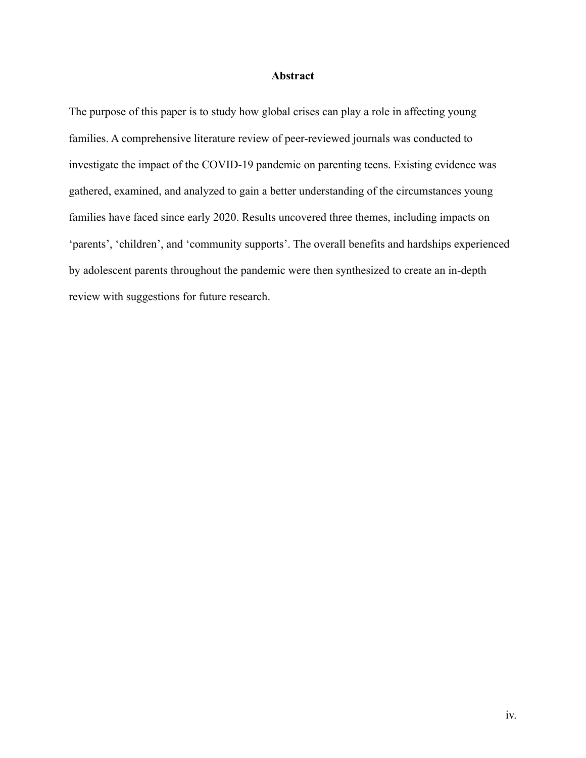## Abstract

The purpose of this paper is to study how global crises can play a role in affecting young families. A comprehensive literature review of peer-reviewed journals was conducted to investigate the impact of the COVID-19 pandemic on parenting teens. Existing evidence was gathered, examined, and analyzed to gain a better understanding of the circumstances young families have faced since early 2020. Results uncovered three themes, including impacts on 'parents', 'children', and 'community supports'. The overall benefits and hardships experienced by adolescent parents throughout the pandemic were then synthesized to create an in-depth review with suggestions for future research.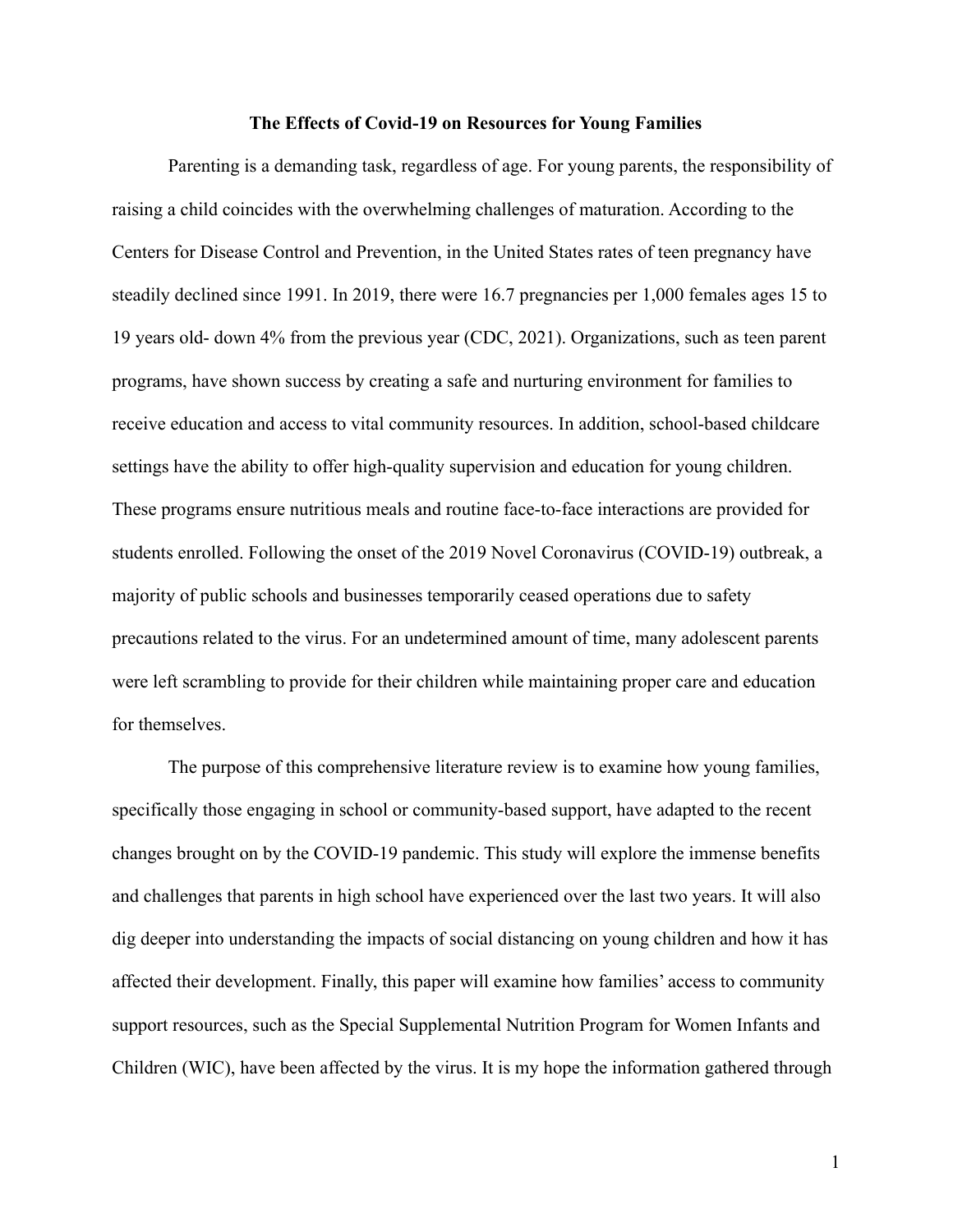# The Effects of Covid-19 on Resources for Young Families

Parenting is a demanding task, regardless of age. For young parents, the responsibility of raising a child coincides with the overwhelming challenges of maturation. According to the Centers for Disease Control and Prevention, in the United States rates of teen pregnancy have steadily declined since 1991. In 2019, there were 16.7 pregnancies per 1,000 females ages 15 to 19 years old- down 4% from the previous year (CDC, 2021). Organizations, such as teen parent programs, have shown success by creating a safe and nurturing environment for families to receive education and access to vital community resources. In addition, school-based childcare settings have the ability to offer high-quality supervision and education for young children. These programs ensure nutritious meals and routine face-to-face interactions are provided for students enrolled. Following the onset of the 2019 Novel Coronavirus (COVID-19) outbreak, a majority of public schools and businesses temporarily ceased operations due to safety precautions related to the virus. For an undetermined amount of time, many adolescent parents were left scrambling to provide for their children while maintaining proper care and education for themselves.

The purpose of this comprehensive literature review is to examine how young families, specifically those engaging in school or community-based support, have adapted to the recent changes brought on by the COVID-19 pandemic. This study will explore the immense benefits and challenges that parents in high school have experienced over the last two years. It will also dig deeper into understanding the impacts of social distancing on young children and how it has affected their development. Finally, this paper will examine how families' access to community support resources, such as the Special Supplemental Nutrition Program for Women Infants and Children (WIC), have been affected by the virus. It is my hope the information gathered through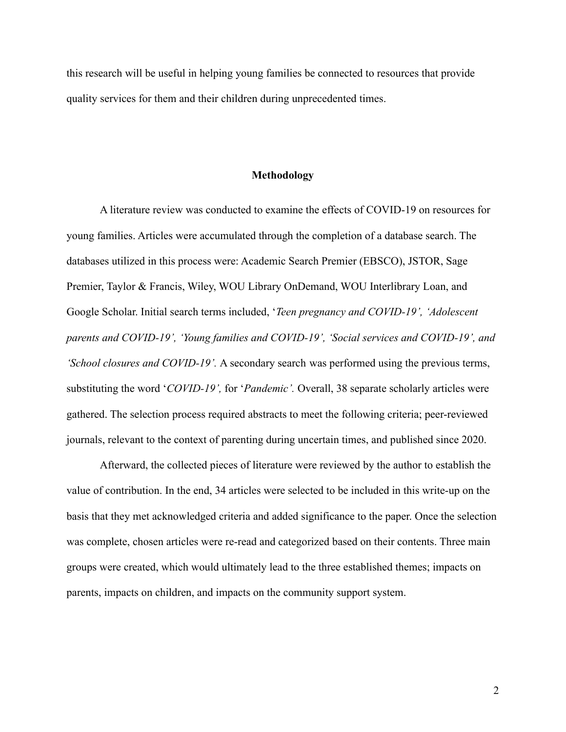this research will be useful in helping young families be connected to resources that provide quality services for them and their children during unprecedented times.

## Methodology

A literature review was conducted to examine the effects of COVID-19 on resources for young families. Articles were accumulated through the completion of a database search. The databases utilized in this process were: Academic Search Premier (EBSCO), JSTOR, Sage Premier, Taylor & Francis, Wiley, WOU Library OnDemand, WOU Interlibrary Loan, and Google Scholar. Initial search terms included, '*Teen pregnancy and COVID-19', 'Adolescent parents and COVID-19', 'Young families and COVID-19', 'Social services and COVID-19', and 'School closures and COVID-19'.* A secondary search was performed using the previous terms, substituting the word '*COVID-19',* for '*Pandemic'.* Overall, 38 separate scholarly articles were gathered. The selection process required abstracts to meet the following criteria; peer-reviewed journals, relevant to the context of parenting during uncertain times, and published since 2020.

Afterward, the collected pieces of literature were reviewed by the author to establish the value of contribution. In the end, 34 articles were selected to be included in this write-up on the basis that they met acknowledged criteria and added significance to the paper. Once the selection was complete, chosen articles were re-read and categorized based on their contents. Three main groups were created, which would ultimately lead to the three established themes; impacts on parents, impacts on children, and impacts on the community support system.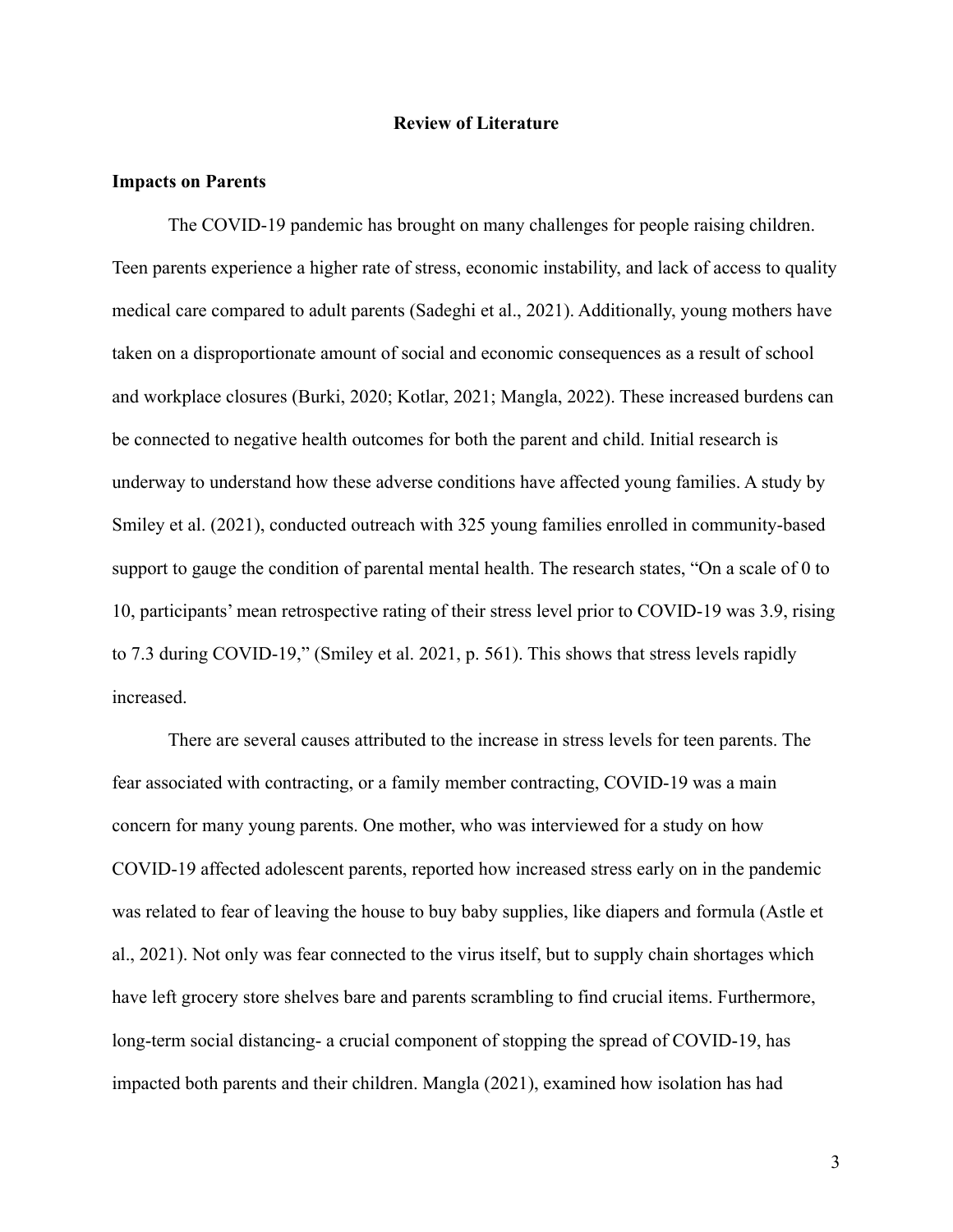# Review of Literature

## Impacts on Parents

The COVID-19 pandemic has brought on many challenges for people raising children. Teen parents experience a higher rate of stress, economic instability, and lack of access to quality medical care compared to adult parents (Sadeghi et al., 2021). Additionally, young mothers have taken on a disproportionate amount of social and economic consequences as a result of school and workplace closures (Burki, 2020; Kotlar, 2021; Mangla, 2022). These increased burdens can be connected to negative health outcomes for both the parent and child. Initial research is underway to understand how these adverse conditions have affected young families. A study by Smiley et al. (2021), conducted outreach with 325 young families enrolled in community-based support to gauge the condition of parental mental health. The research states, "On a scale of 0 to 10, participants' mean retrospective rating of their stress level prior to COVID-19 was 3.9, rising to 7.3 during COVID-19," (Smiley et al. 2021, p. 561). This shows that stress levels rapidly increased.

There are several causes attributed to the increase in stress levels for teen parents. The fear associated with contracting, or a family member contracting, COVID-19 was a main concern for many young parents. One mother, who was interviewed for a study on how COVID-19 affected adolescent parents, reported how increased stress early on in the pandemic was related to fear of leaving the house to buy baby supplies, like diapers and formula (Astle et al., 2021). Not only was fear connected to the virus itself, but to supply chain shortages which have left grocery store shelves bare and parents scrambling to find crucial items. Furthermore, long-term social distancing- a crucial component of stopping the spread of COVID-19, has impacted both parents and their children. Mangla (2021), examined how isolation has had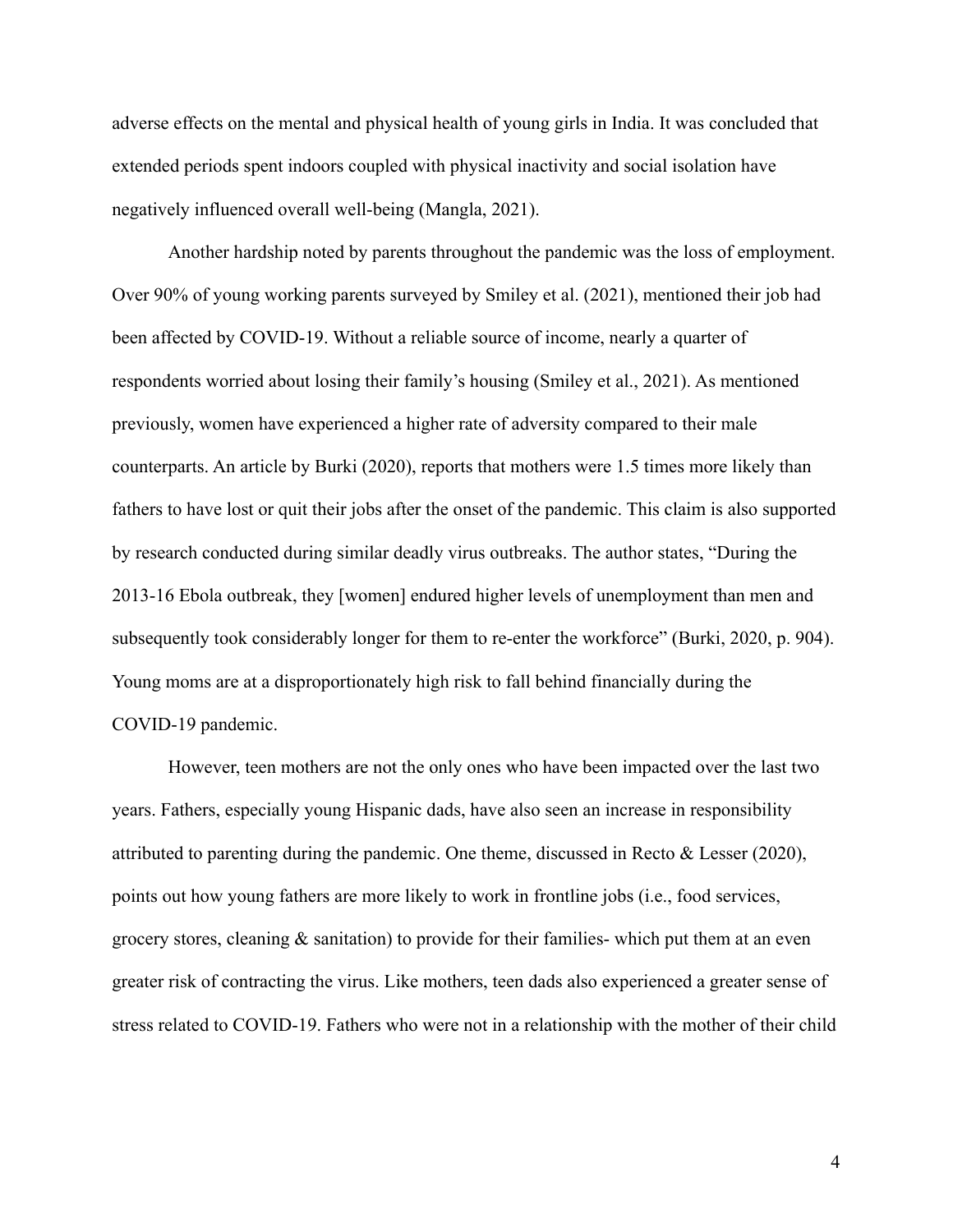adverse effects on the mental and physical health of young girls in India. It was concluded that extended periods spent indoors coupled with physical inactivity and social isolation have negatively influenced overall well-being (Mangla, 2021).

Another hardship noted by parents throughout the pandemic was the loss of employment. Over 90% of young working parents surveyed by Smiley et al. (2021), mentioned their job had been affected by COVID-19. Without a reliable source of income, nearly a quarter of respondents worried about losing their family's housing (Smiley et al., 2021). As mentioned previously, women have experienced a higher rate of adversity compared to their male counterparts. An article by Burki (2020), reports that mothers were 1.5 times more likely than fathers to have lost or quit their jobs after the onset of the pandemic. This claim is also supported by research conducted during similar deadly virus outbreaks. The author states, "During the 2013-16 Ebola outbreak, they [women] endured higher levels of unemployment than men and subsequently took considerably longer for them to re-enter the workforce" (Burki, 2020, p. 904). Young moms are at a disproportionately high risk to fall behind financially during the COVID-19 pandemic.

However, teen mothers are not the only ones who have been impacted over the last two years. Fathers, especially young Hispanic dads, have also seen an increase in responsibility attributed to parenting during the pandemic. One theme, discussed in Recto & Lesser (2020), points out how young fathers are more likely to work in frontline jobs (i.e., food services, grocery stores, cleaning & sanitation) to provide for their families- which put them at an even greater risk of contracting the virus. Like mothers, teen dads also experienced a greater sense of stress related to COVID-19. Fathers who were not in a relationship with the mother of their child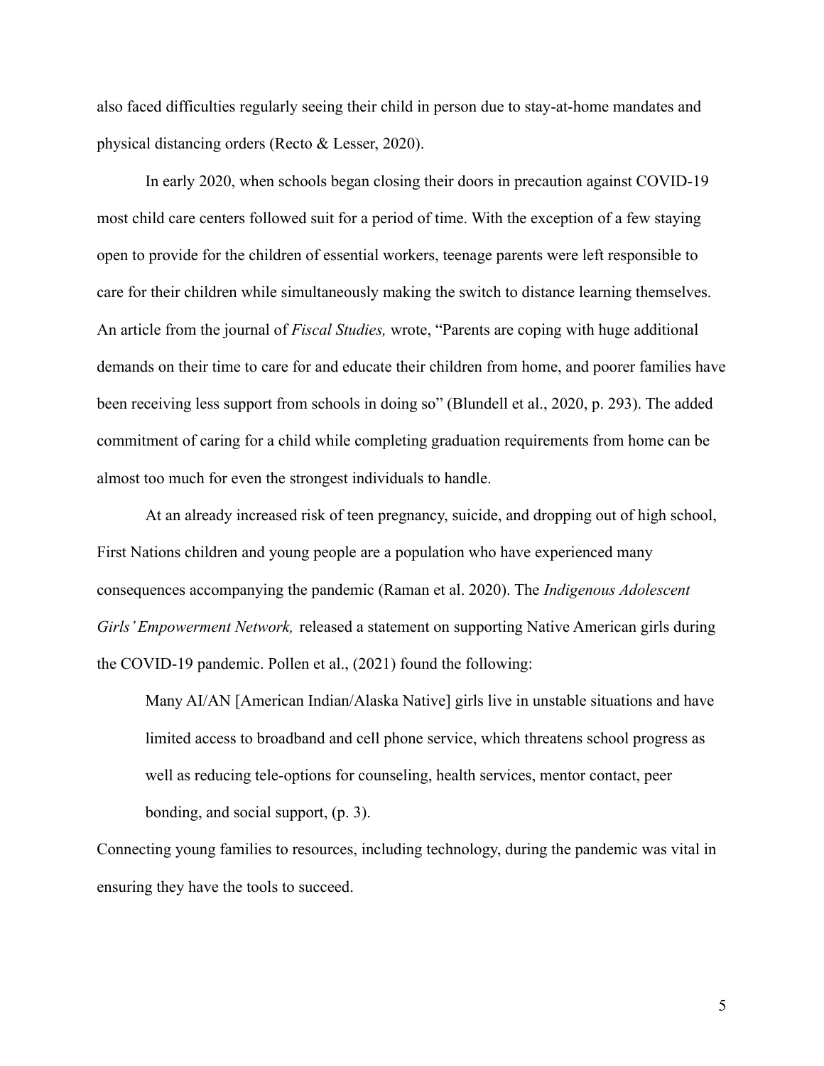also faced difficulties regularly seeing their child in person due to stay-at-home mandates and physical distancing orders (Recto & Lesser, 2020).

In early 2020, when schools began closing their doors in precaution against COVID-19 most child care centers followed suit for a period of time. With the exception of a few staying open to provide for the children of essential workers, teenage parents were left responsible to care for their children while simultaneously making the switch to distance learning themselves. An article from the journal of *Fiscal Studies,* wrote, "Parents are coping with huge additional demands on their time to care for and educate their children from home, and poorer families have been receiving less support from schools in doing so" (Blundell et al., 2020, p. 293). The added commitment of caring for a child while completing graduation requirements from home can be almost too much for even the strongest individuals to handle.

At an already increased risk of teen pregnancy, suicide, and dropping out of high school, First Nations children and young people are a population who have experienced many consequences accompanying the pandemic (Raman et al. 2020). The *Indigenous Adolescent Girls' Empowerment Network,* released a statement on supporting Native American girls during the COVID-19 pandemic. Pollen et al., (2021) found the following:

> Many AI/AN [American Indian/Alaska Native] girls live in unstable situations and have limited access to broadband and cell phone service, which threatens school progress as well as reducing tele-options for counseling, health services, mentor contact, peer bonding, and social support, (p. 3).

Connecting young families to resources, including technology, during the pandemic was vital in ensuring they have the tools to succeed.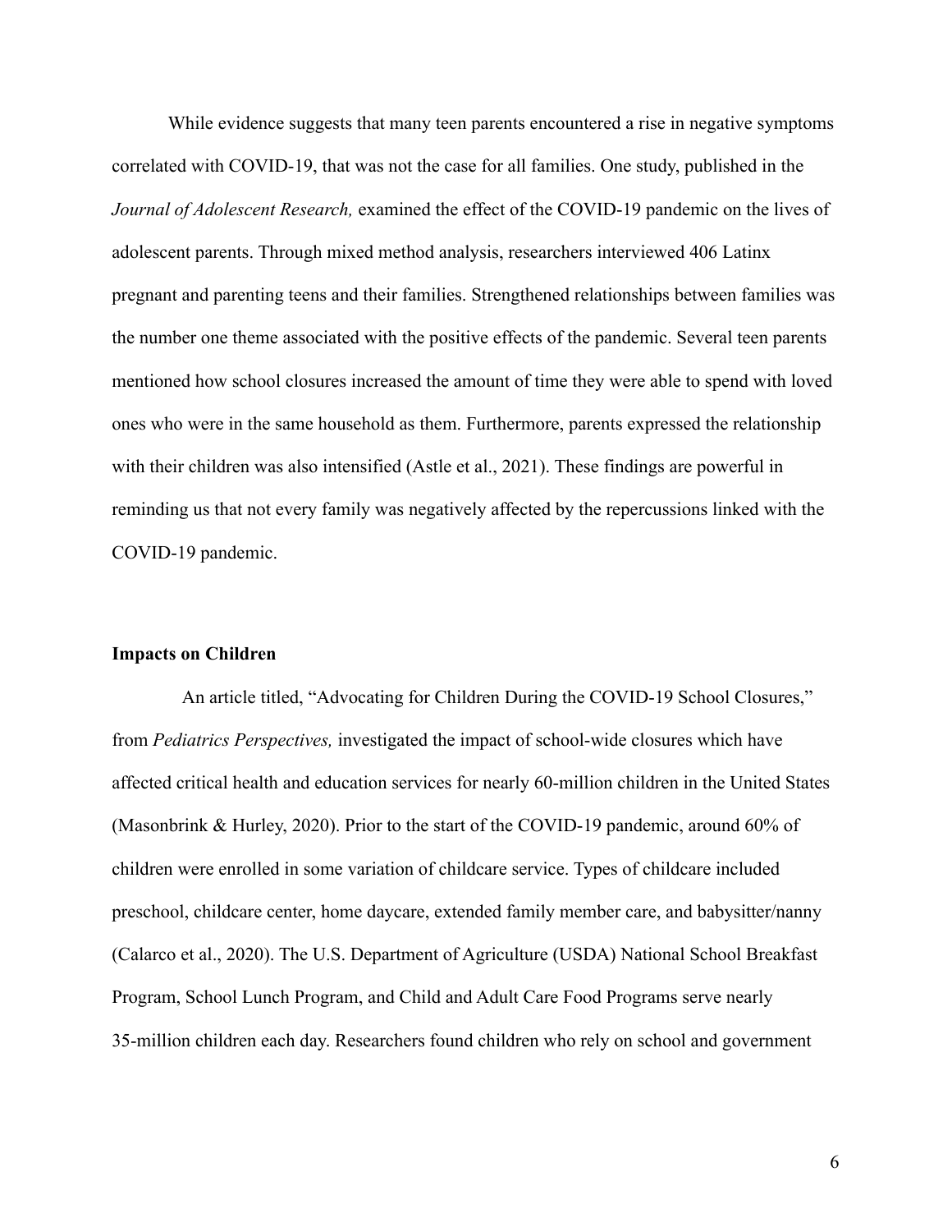While evidence suggests that many teen parents encountered a rise in negative symptoms correlated with COVID-19, that was not the case for all families. One study, published in the *Journal of Adolescent Research,* examined the effect of the COVID-19 pandemic on the lives of adolescent parents. Through mixed method analysis, researchers interviewed 406 Latinx pregnant and parenting teens and their families. Strengthened relationships between families was the number one theme associated with the positive effects of the pandemic. Several teen parents mentioned how school closures increased the amount of time they were able to spend with loved ones who were in the same household as them. Furthermore, parents expressed the relationship with their children was also intensified (Astle et al., 2021). These findings are powerful in reminding us that not every family was negatively affected by the repercussions linked with the COVID-19 pandemic.

**Impacts on Children**

An article titled, "Advocating for Children During the COVID-19 School Closures," from *Pediatrics Perspectives,* investigated the impact of school-wide closures which have affected critical health and education services for nearly 60-million children in the United States (Masonbrink & Hurley, 2020). Prior to the start of the COVID-19 pandemic, around 60% of children were enrolled in some variation of childcare service. Types of childcare included preschool, childcare center, home daycare, extended family member care, and babysitter/nanny (Calarco et al., 2020). The U.S. Department of Agriculture (USDA) National School Breakfast Program, School Lunch Program, and Child and Adult Care Food Programs serve nearly 35-million children each day. Researchers found children who rely on school and government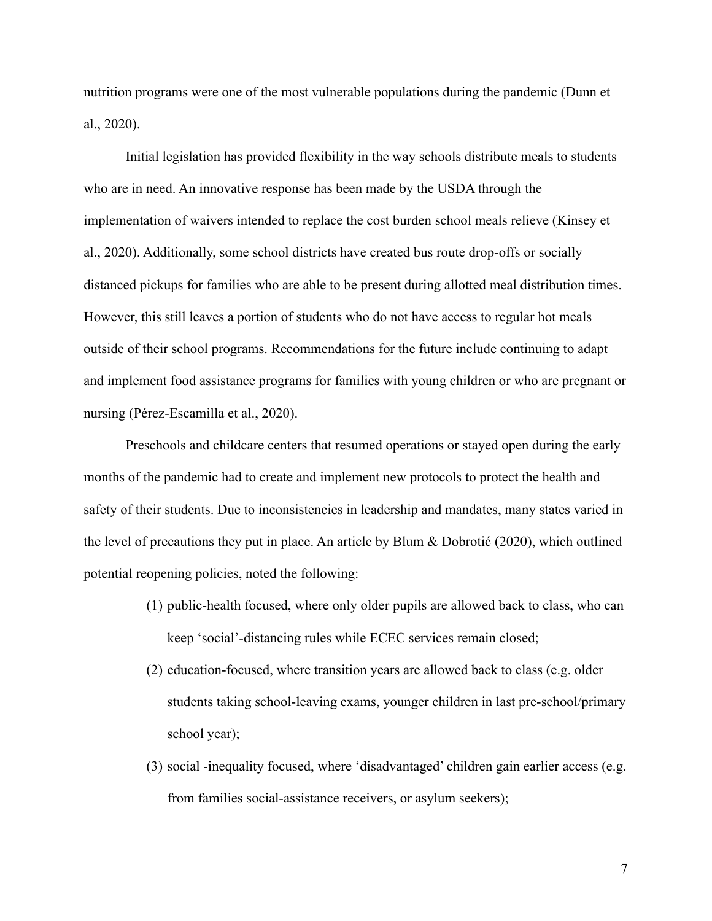nutrition programs were one of the most vulnerable populations during the pandemic (Dunn et al., 2020).

Initial legislation has provided flexibility in the way schools distribute meals to students who are in need. An innovative response has been made by the USDA through the implementation of waivers intended to replace the cost burden school meals relieve (Kinsey et al., 2020). Additionally, some school districts have created bus route drop-offs or socially distanced pickups for families who are able to be present during allotted meal distribution times. However, this still leaves a portion of students who do not have access to regular hot meals outside of their school programs. Recommendations for the future include continuing to adapt and implement food assistance programs for families with young children or who are pregnant or nursing (Pérez-Escamilla et al., 2020).

Preschools and childcare centers that resumed operations or stayed open during the early months of the pandemic had to create and implement new protocols to protect the health and safety of their students. Due to inconsistencies in leadership and mandates, many states varied in the level of precautions they put in place. An article by Blum & Dobrotić (2020), which outlined potential reopening policies, noted the following:

> (1) public-health focused, where only older pupils are allowed back to class, who can keep 'social'-distancing rules while ECEC services remain closed;
>
> (2) education-focused, where transition years are allowed back to class (e.g. older students taking school-leaving exams, younger children in last pre-school/primary school year);
>
> (3) social -inequality focused, where 'disadvantaged' children gain earlier access (e.g. from families social-assistance receivers, or asylum seekers);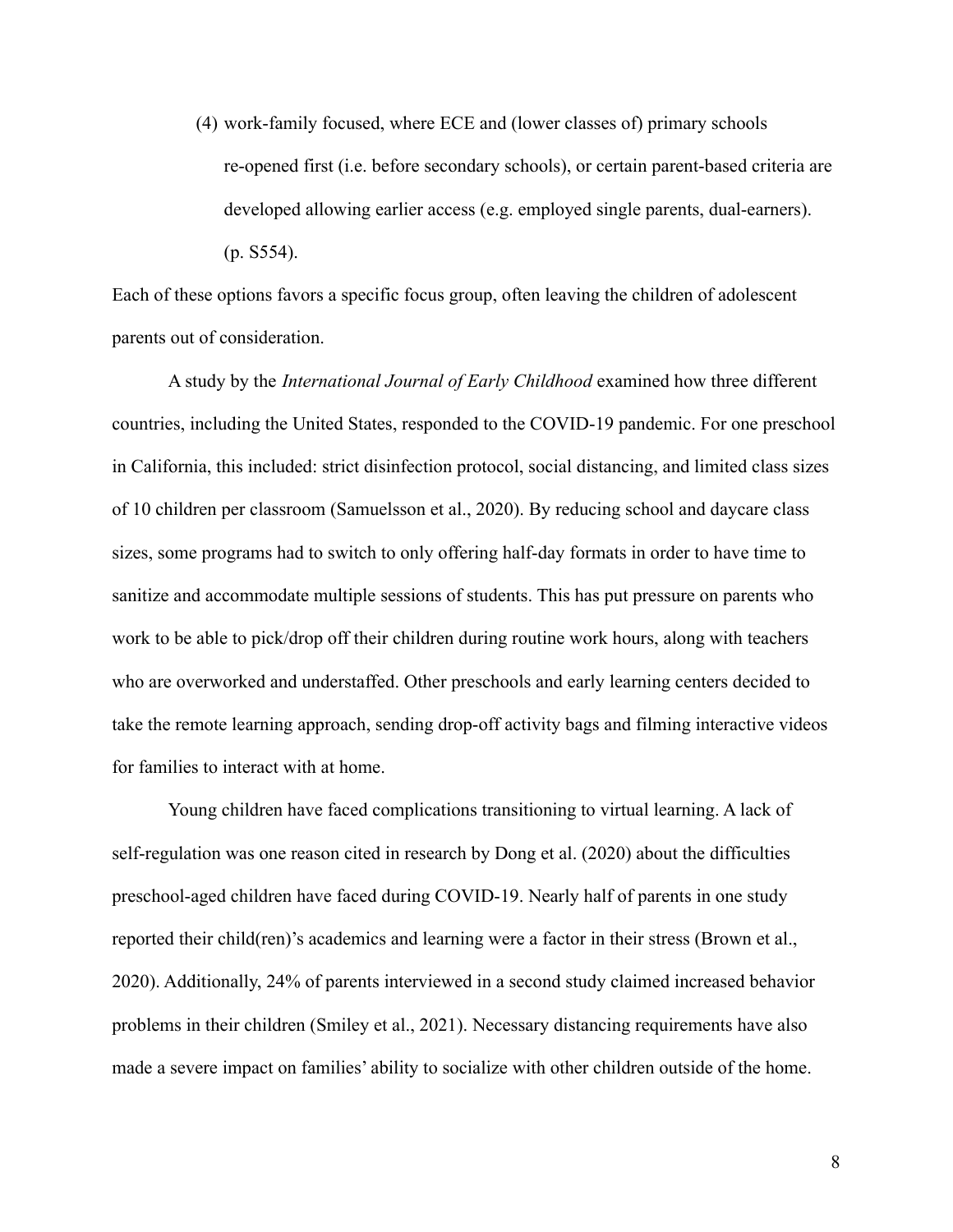(4) work-family focused, where ECE and (lower classes of) primary schools re-opened first (i.e. before secondary schools), or certain parent-based criteria are developed allowing earlier access (e.g. employed single parents, dual-earners). (p. S554).

Each of these options favors a specific focus group, often leaving the children of adolescent parents out of consideration.

A study by the *International Journal of Early Childhood* examined how three different countries, including the United States, responded to the COVID-19 pandemic. For one preschool in California, this included: strict disinfection protocol, social distancing, and limited class sizes of 10 children per classroom (Samuelsson et al., 2020). By reducing school and daycare class sizes, some programs had to switch to only offering half-day formats in order to have time to sanitize and accommodate multiple sessions of students. This has put pressure on parents who work to be able to pick/drop off their children during routine work hours, along with teachers who are overworked and understaffed. Other preschools and early learning centers decided to take the remote learning approach, sending drop-off activity bags and filming interactive videos for families to interact with at home.

Young children have faced complications transitioning to virtual learning. A lack of self-regulation was one reason cited in research by Dong et al. (2020) about the difficulties preschool-aged children have faced during COVID-19. Nearly half of parents in one study reported their child(ren)'s academics and learning were a factor in their stress (Brown et al., 2020). Additionally, 24% of parents interviewed in a second study claimed increased behavior problems in their children (Smiley et al., 2021). Necessary distancing requirements have also made a severe impact on families' ability to socialize with other children outside of the home.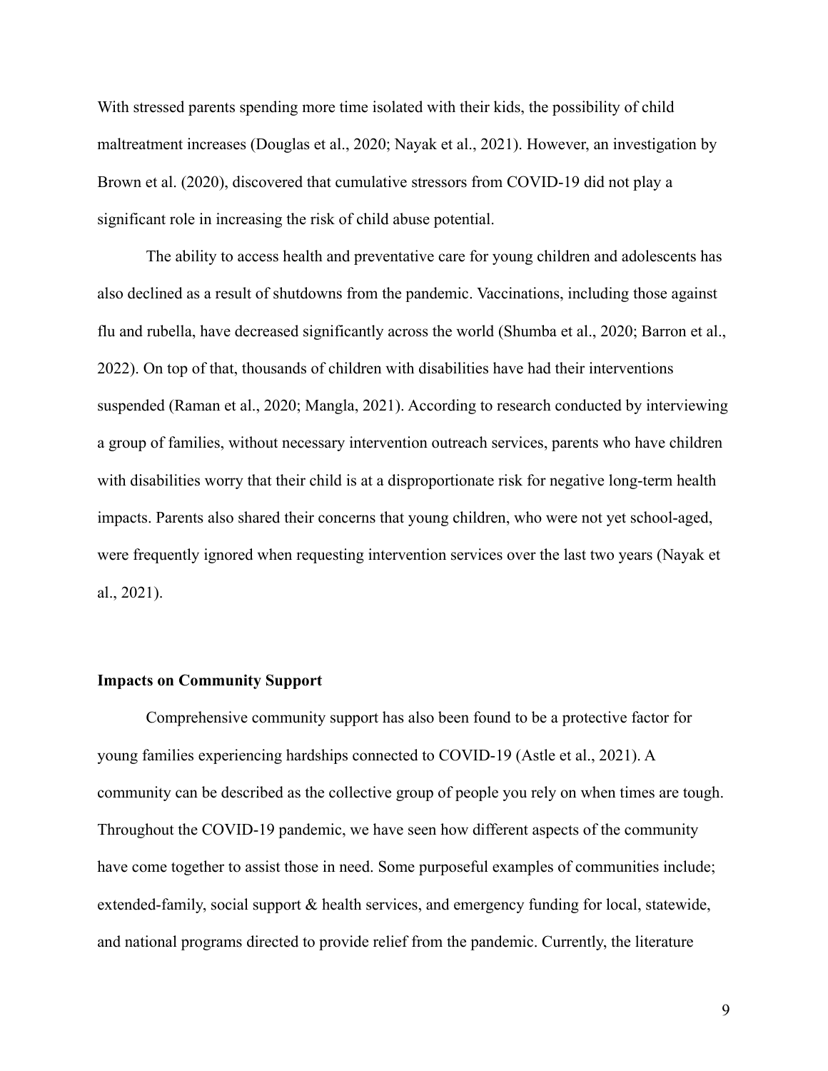With stressed parents spending more time isolated with their kids, the possibility of child maltreatment increases (Douglas et al., 2020; Nayak et al., 2021). However, an investigation by Brown et al. (2020), discovered that cumulative stressors from COVID-19 did not play a significant role in increasing the risk of child abuse potential.

The ability to access health and preventative care for young children and adolescents has also declined as a result of shutdowns from the pandemic. Vaccinations, including those against flu and rubella, have decreased significantly across the world (Shumba et al., 2020; Barron et al., 2022). On top of that, thousands of children with disabilities have had their interventions suspended (Raman et al., 2020; Mangla, 2021). According to research conducted by interviewing a group of families, without necessary intervention outreach services, parents who have children with disabilities worry that their child is at a disproportionate risk for negative long-term health impacts. Parents also shared their concerns that young children, who were not yet school-aged, were frequently ignored when requesting intervention services over the last two years (Nayak et al., 2021).

**Impacts on Community Support**

Comprehensive community support has also been found to be a protective factor for young families experiencing hardships connected to COVID-19 (Astle et al., 2021). A community can be described as the collective group of people you rely on when times are tough. Throughout the COVID-19 pandemic, we have seen how different aspects of the community have come together to assist those in need. Some purposeful examples of communities include; extended-family, social support & health services, and emergency funding for local, statewide, and national programs directed to provide relief from the pandemic. Currently, the literature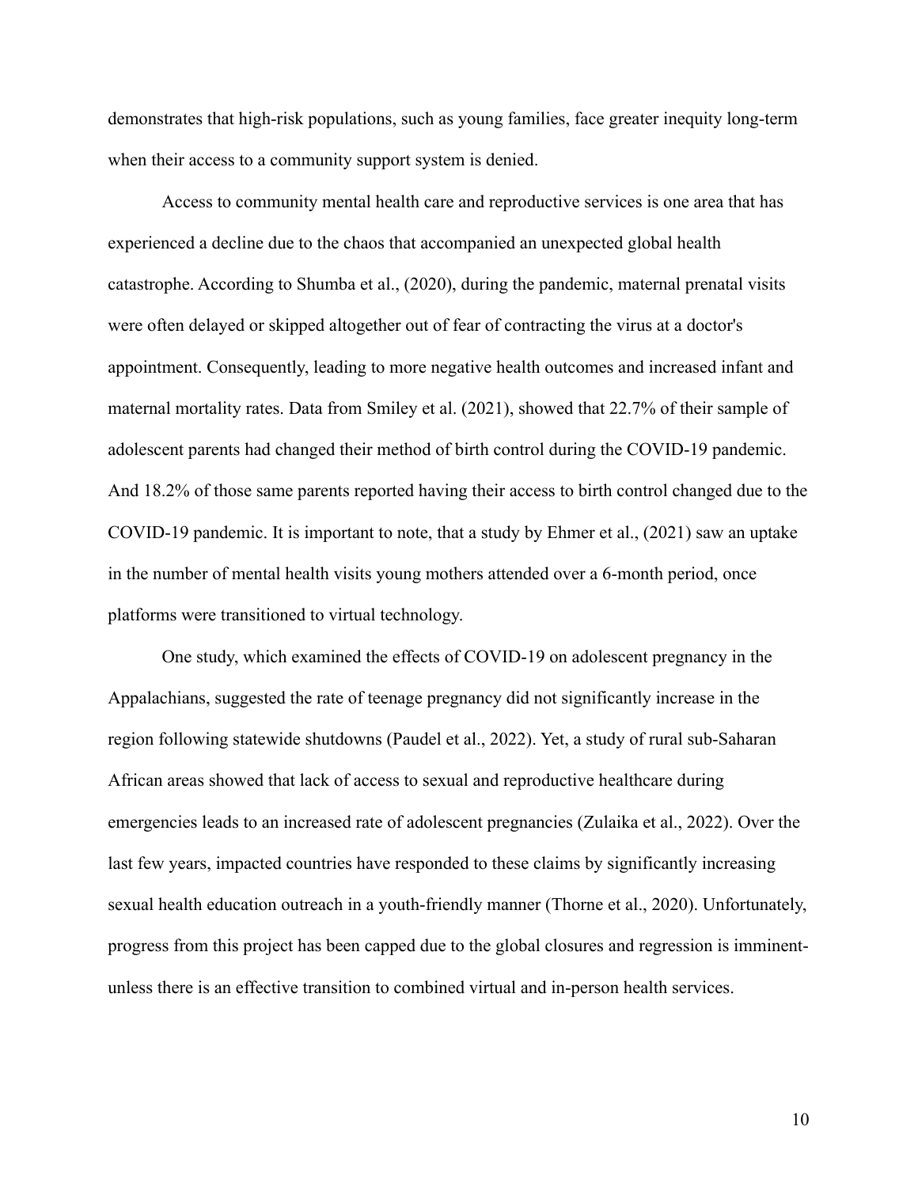demonstrates that high-risk populations, such as young families, face greater inequity long-term when their access to a community support system is denied.

Access to community mental health care and reproductive services is one area that has experienced a decline due to the chaos that accompanied an unexpected global health catastrophe. According to Shumba et al., (2020), during the pandemic, maternal prenatal visits were often delayed or skipped altogether out of fear of contracting the virus at a doctor's appointment. Consequently, leading to more negative health outcomes and increased infant and maternal mortality rates. Data from Smiley et al. (2021), showed that 22.7% of their sample of adolescent parents had changed their method of birth control during the COVID-19 pandemic. And 18.2% of those same parents reported having their access to birth control changed due to the COVID-19 pandemic. It is important to note, that a study by Ehmer et al., (2021) saw an uptake in the number of mental health visits young mothers attended over a 6-month period, once platforms were transitioned to virtual technology.

One study, which examined the effects of COVID-19 on adolescent pregnancy in the Appalachians, suggested the rate of teenage pregnancy did not significantly increase in the region following statewide shutdowns (Paudel et al., 2022). Yet, a study of rural sub-Saharan African areas showed that lack of access to sexual and reproductive healthcare during emergencies leads to an increased rate of adolescent pregnancies (Zulaika et al., 2022). Over the last few years, impacted countries have responded to these claims by significantly increasing sexual health education outreach in a youth-friendly manner (Thorne et al., 2020). Unfortunately, progress from this project has been capped due to the global closures and regression is imminent- unless there is an effective transition to combined virtual and in-person health services.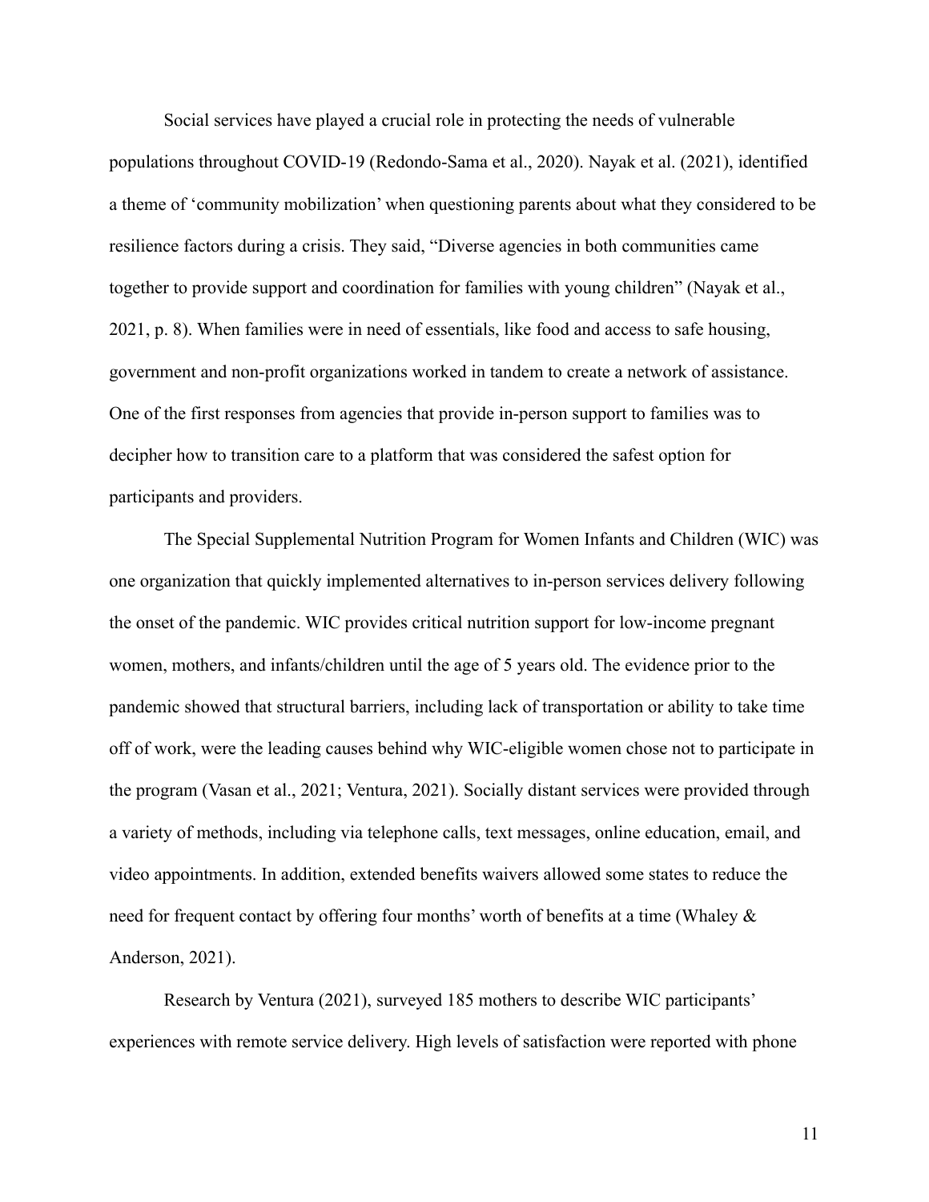Social services have played a crucial role in protecting the needs of vulnerable populations throughout COVID-19 (Redondo-Sama et al., 2020). Nayak et al. (2021), identified a theme of 'community mobilization' when questioning parents about what they considered to be resilience factors during a crisis. They said, "Diverse agencies in both communities came together to provide support and coordination for families with young children" (Nayak et al., 2021, p. 8). When families were in need of essentials, like food and access to safe housing, government and non-profit organizations worked in tandem to create a network of assistance. One of the first responses from agencies that provide in-person support to families was to decipher how to transition care to a platform that was considered the safest option for participants and providers.

The Special Supplemental Nutrition Program for Women Infants and Children (WIC) was one organization that quickly implemented alternatives to in-person services delivery following the onset of the pandemic. WIC provides critical nutrition support for low-income pregnant women, mothers, and infants/children until the age of 5 years old. The evidence prior to the pandemic showed that structural barriers, including lack of transportation or ability to take time off of work, were the leading causes behind why WIC-eligible women chose not to participate in the program (Vasan et al., 2021; Ventura, 2021). Socially distant services were provided through a variety of methods, including via telephone calls, text messages, online education, email, and video appointments. In addition, extended benefits waivers allowed some states to reduce the need for frequent contact by offering four months' worth of benefits at a time (Whaley & Anderson, 2021).

Research by Ventura (2021), surveyed 185 mothers to describe WIC participants' experiences with remote service delivery. High levels of satisfaction were reported with phone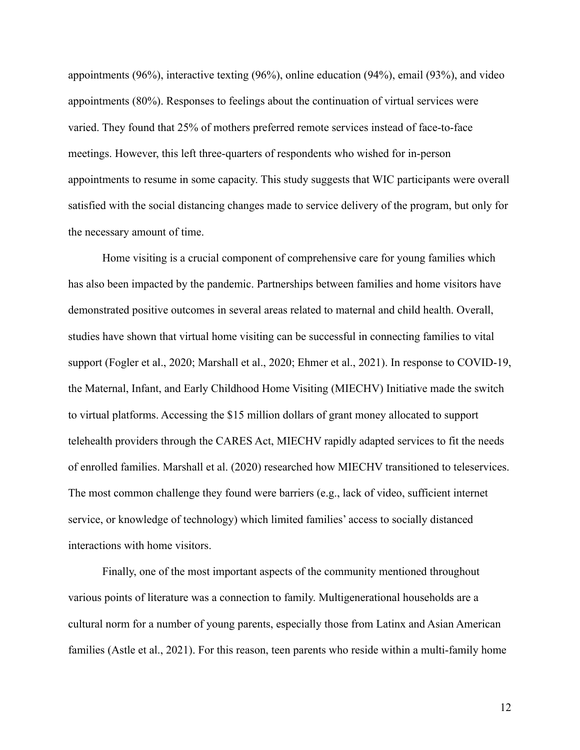appointments (96%), interactive texting (96%), online education (94%), email (93%), and video appointments (80%). Responses to feelings about the continuation of virtual services were varied. They found that 25% of mothers preferred remote services instead of face-to-face meetings. However, this left three-quarters of respondents who wished for in-person appointments to resume in some capacity. This study suggests that WIC participants were overall satisfied with the social distancing changes made to service delivery of the program, but only for the necessary amount of time.

Home visiting is a crucial component of comprehensive care for young families which has also been impacted by the pandemic. Partnerships between families and home visitors have demonstrated positive outcomes in several areas related to maternal and child health. Overall, studies have shown that virtual home visiting can be successful in connecting families to vital support (Fogler et al., 2020; Marshall et al., 2020; Ehmer et al., 2021). In response to COVID-19, the Maternal, Infant, and Early Childhood Home Visiting (MIECHV) Initiative made the switch to virtual platforms. Accessing the $15 million dollars of grant money allocated to support telehealth providers through the CARES Act, MIECHV rapidly adapted services to fit the needs of enrolled families. Marshall et al. (2020) researched how MIECHV transitioned to teleservices. The most common challenge they found were barriers (e.g., lack of video, sufficient internet service, or knowledge of technology) which limited families' access to socially distanced interactions with home visitors.

Finally, one of the most important aspects of the community mentioned throughout various points of literature was a connection to family. Multigenerational households are a cultural norm for a number of young parents, especially those from Latinx and Asian American families (Astle et al., 2021). For this reason, teen parents who reside within a multi-family home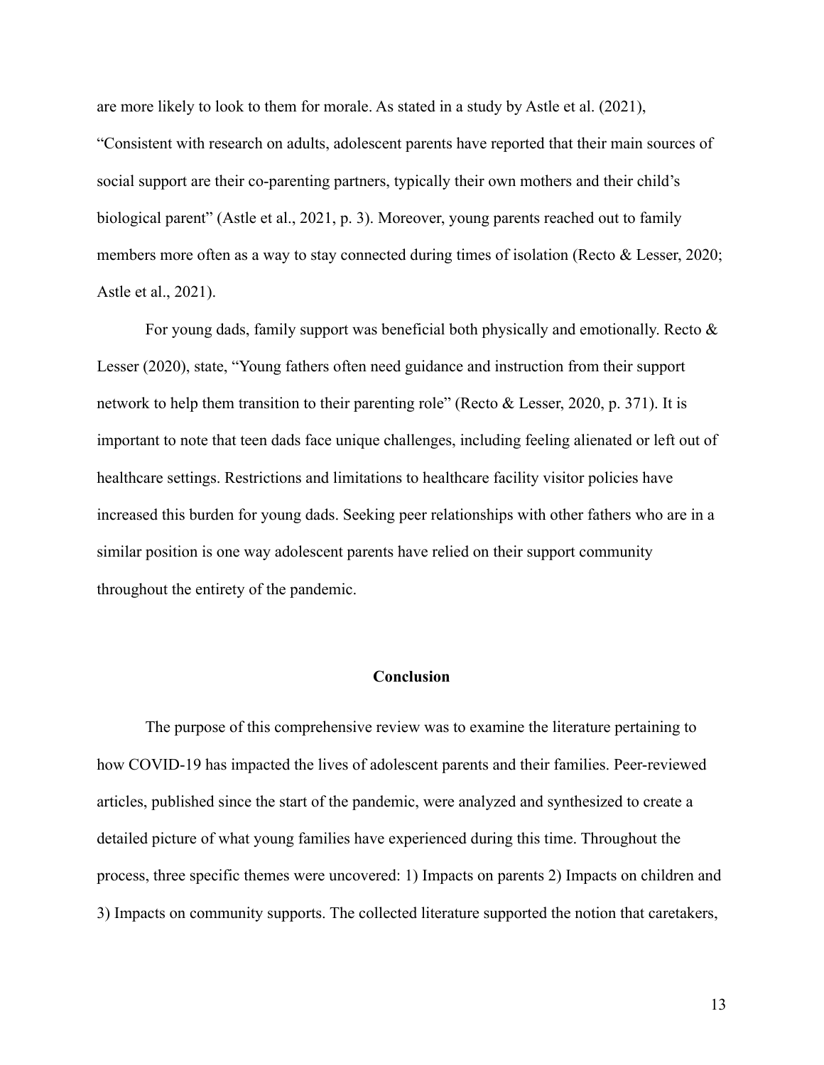are more likely to look to them for morale. As stated in a study by Astle et al. (2021), "Consistent with research on adults, adolescent parents have reported that their main sources of social support are their co-parenting partners, typically their own mothers and their child's biological parent" (Astle et al., 2021, p. 3). Moreover, young parents reached out to family members more often as a way to stay connected during times of isolation (Recto & Lesser, 2020; Astle et al., 2021).

For young dads, family support was beneficial both physically and emotionally. Recto & Lesser (2020), state, "Young fathers often need guidance and instruction from their support network to help them transition to their parenting role" (Recto & Lesser, 2020, p. 371). It is important to note that teen dads face unique challenges, including feeling alienated or left out of healthcare settings. Restrictions and limitations to healthcare facility visitor policies have increased this burden for young dads. Seeking peer relationships with other fathers who are in a similar position is one way adolescent parents have relied on their support community throughout the entirety of the pandemic.

## Conclusion

The purpose of this comprehensive review was to examine the literature pertaining to how COVID-19 has impacted the lives of adolescent parents and their families. Peer-reviewed articles, published since the start of the pandemic, were analyzed and synthesized to create a detailed picture of what young families have experienced during this time. Throughout the process, three specific themes were uncovered: 1) Impacts on parents 2) Impacts on children and 3) Impacts on community supports. The collected literature supported the notion that caretakers,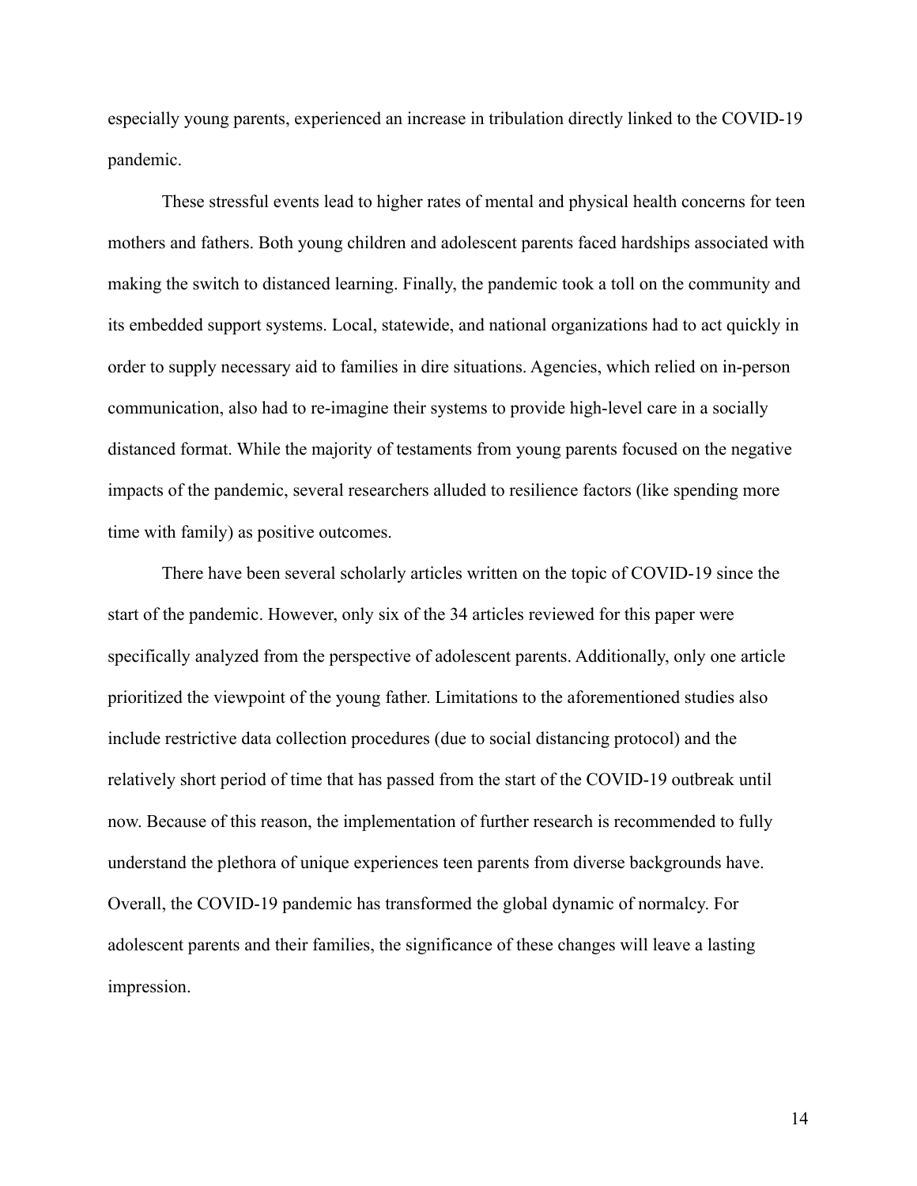especially young parents, experienced an increase in tribulation directly linked to the COVID-19 pandemic.

These stressful events lead to higher rates of mental and physical health concerns for teen mothers and fathers. Both young children and adolescent parents faced hardships associated with making the switch to distanced learning. Finally, the pandemic took a toll on the community and its embedded support systems. Local, statewide, and national organizations had to act quickly in order to supply necessary aid to families in dire situations. Agencies, which relied on in-person communication, also had to re-imagine their systems to provide high-level care in a socially distanced format. While the majority of testaments from young parents focused on the negative impacts of the pandemic, several researchers alluded to resilience factors (like spending more time with family) as positive outcomes.

There have been several scholarly articles written on the topic of COVID-19 since the start of the pandemic. However, only six of the 34 articles reviewed for this paper were specifically analyzed from the perspective of adolescent parents. Additionally, only one article prioritized the viewpoint of the young father. Limitations to the aforementioned studies also include restrictive data collection procedures (due to social distancing protocol) and the relatively short period of time that has passed from the start of the COVID-19 outbreak until now. Because of this reason, the implementation of further research is recommended to fully understand the plethora of unique experiences teen parents from diverse backgrounds have. Overall, the COVID-19 pandemic has transformed the global dynamic of normalcy. For adolescent parents and their families, the significance of these changes will leave a lasting impression.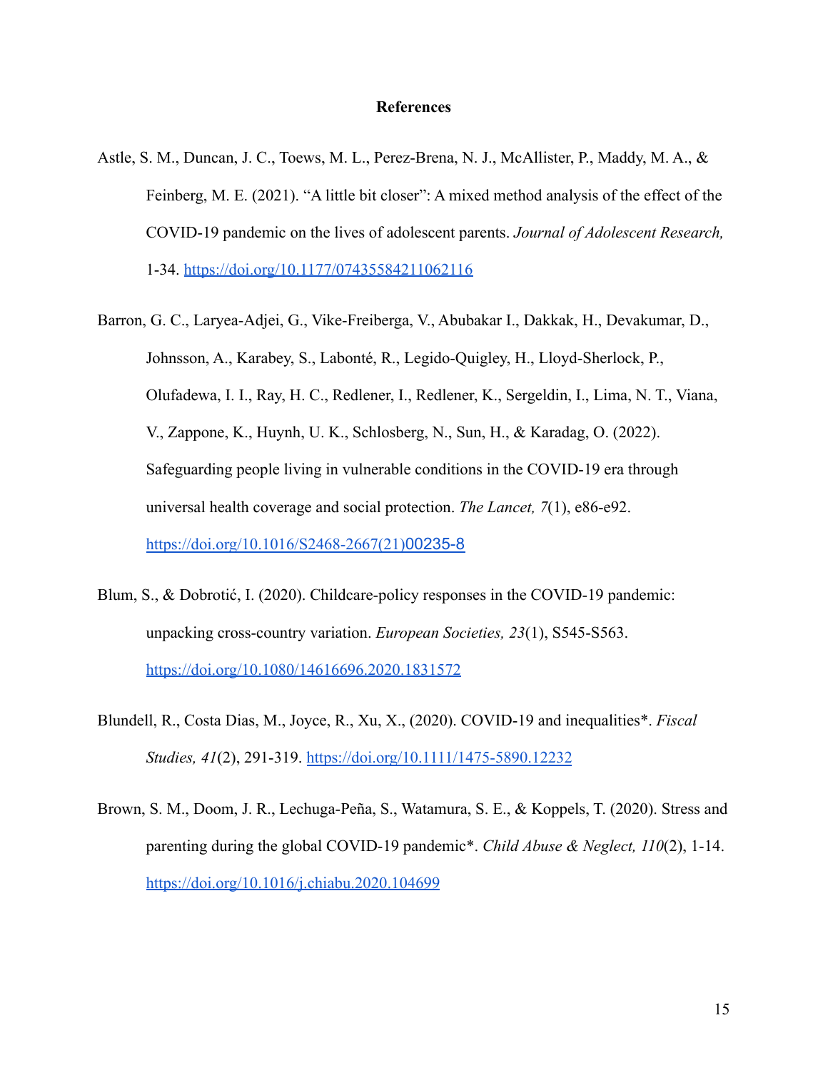# References

Astle, S. M., Duncan, J. C., Toews, M. L., Perez-Brena, N. J., McAllister, P., Maddy, M. A., & Feinberg, M. E. (2021). “A little bit closer”: A mixed method analysis of the effect of the COVID-19 pandemic on the lives of adolescent parents. *Journal of Adolescent Research,* 1-34. https://doi.org/10.1177/07435584211062116

Barron, G. C., Laryea-Adjei, G., Vike-Freiberga, V., Abubakar I., Dakkak, H., Devakumar, D., Johnsson, A., Karabey, S., Labonté, R., Legido-Quigley, H., Lloyd-Sherlock, P., Olufadewa, I. I., Ray, H. C., Redlener, I., Redlener, K., Sergeldin, I., Lima, N. T., Viana, V., Zappone, K., Huynh, U. K., Schlosberg, N., Sun, H., & Karadag, O. (2022). Safeguarding people living in vulnerable conditions in the COVID-19 era through universal health coverage and social protection. *The Lancet, 7*(1), e86-e92. https://doi.org/10.1016/S2468-2667(21)00235-8

Blum, S., & Dobrotić, I. (2020). Childcare-policy responses in the COVID-19 pandemic: unpacking cross-country variation. *European Societies, 23*(1), S545-S563. https://doi.org/10.1080/14616696.2020.1831572

Blundell, R., Costa Dias, M., Joyce, R., Xu, X., (2020). COVID-19 and inequalities*. *Fiscal Studies, 41*(2), 291-319. https://doi.org/10.1111/1475-5890.12232

Brown, S. M., Doom, J. R., Lechuga-Peña, S., Watamura, S. E., & Koppels, T. (2020). Stress and parenting during the global COVID-19 pandemic*. *Child Abuse & Neglect, 110*(2), 1-14. https://doi.org/10.1016/j.chiabu.2020.104699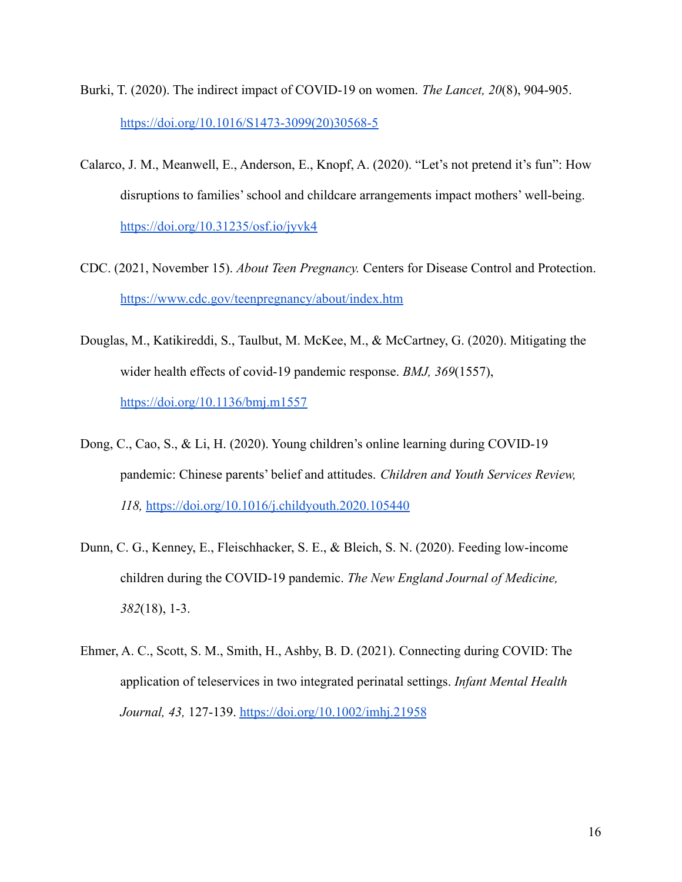Burki, T. (2020). The indirect impact of COVID-19 on women. *The Lancet, 20*(8), 904-905. https://doi.org/10.1016/S1473-3099(20)30568-5

Calarco, J. M., Meanwell, E., Anderson, E., Knopf, A. (2020). "Let's not pretend it's fun": How disruptions to families' school and childcare arrangements impact mothers' well-being. https://doi.org/10.31235/osf.io/jyvk4

CDC. (2021, November 15). *About Teen Pregnancy.* Centers for Disease Control and Protection. https://www.cdc.gov/teenpregnancy/about/index.htm

Douglas, M., Katikireddi, S., Taulbut, M. McKee, M., & McCartney, G. (2020). Mitigating the wider health effects of covid-19 pandemic response. *BMJ, 369*(1557), https://doi.org/10.1136/bmj.m1557

Dong, C., Cao, S., & Li, H. (2020). Young children's online learning during COVID-19 pandemic: Chinese parents' belief and attitudes. *Children and Youth Services Review, 118,* https://doi.org/10.1016/j.childyouth.2020.105440

Dunn, C. G., Kenney, E., Fleischhacker, S. E., & Bleich, S. N. (2020). Feeding low-income children during the COVID-19 pandemic. *The New England Journal of Medicine, 382*(18), 1-3.

Ehmer, A. C., Scott, S. M., Smith, H., Ashby, B. D. (2021). Connecting during COVID: The application of teleservices in two integrated perinatal settings. *Infant Mental Health Journal, 43,* 127-139. https://doi.org/10.1002/imhj.21958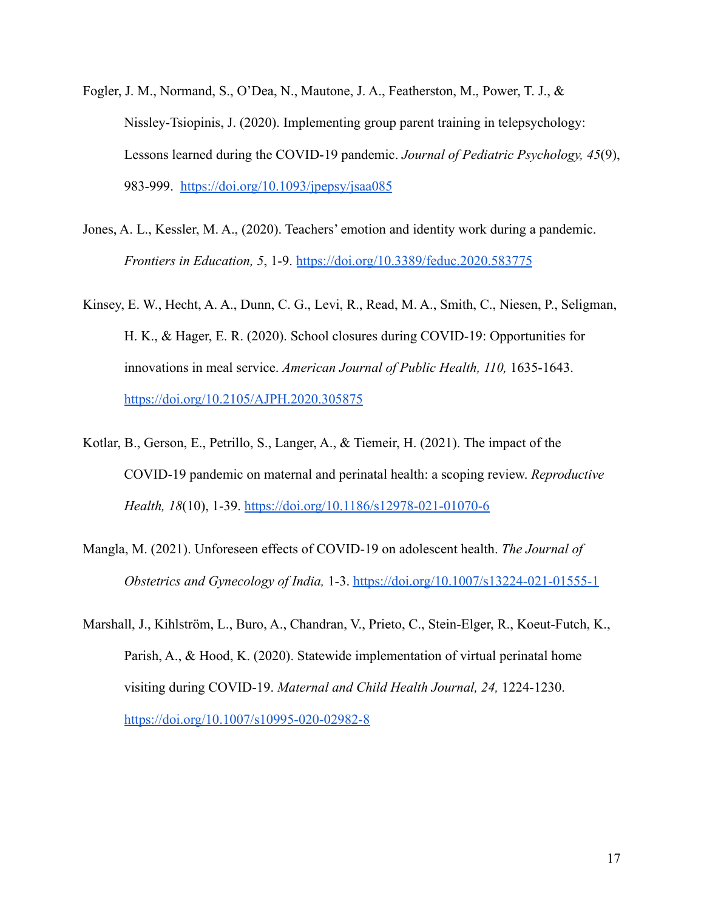Fogler, J. M., Normand, S., O'Dea, N., Mautone, J. A., Featherston, M., Power, T. J., & Nissley-Tsiopinis, J. (2020). Implementing group parent training in telepsychology: Lessons learned during the COVID-19 pandemic. *Journal of Pediatric Psychology, 45*(9), 983-999. https://doi.org/10.1093/jpepsy/jsaa085

Jones, A. L., Kessler, M. A., (2020). Teachers' emotion and identity work during a pandemic. *Frontiers in Education, 5*, 1-9. https://doi.org/10.3389/feduc.2020.583775

Kinsey, E. W., Hecht, A. A., Dunn, C. G., Levi, R., Read, M. A., Smith, C., Niesen, P., Seligman, H. K., & Hager, E. R. (2020). School closures during COVID-19: Opportunities for innovations in meal service. *American Journal of Public Health, 110,* 1635-1643. https://doi.org/10.2105/AJPH.2020.305875

Kotlar, B., Gerson, E., Petrillo, S., Langer, A., & Tiemeir, H. (2021). The impact of the COVID-19 pandemic on maternal and perinatal health: a scoping review. *Reproductive Health, 18*(10), 1-39. https://doi.org/10.1186/s12978-021-01070-6

Mangla, M. (2021). Unforeseen effects of COVID-19 on adolescent health. *The Journal of Obstetrics and Gynecology of India,* 1-3. https://doi.org/10.1007/s13224-021-01555-1

Marshall, J., Kihlström, L., Buro, A., Chandran, V., Prieto, C., Stein-Elger, R., Koeut-Futch, K., Parish, A., & Hood, K. (2020). Statewide implementation of virtual perinatal home visiting during COVID-19. *Maternal and Child Health Journal, 24,* 1224-1230. https://doi.org/10.1007/s10995-020-02982-8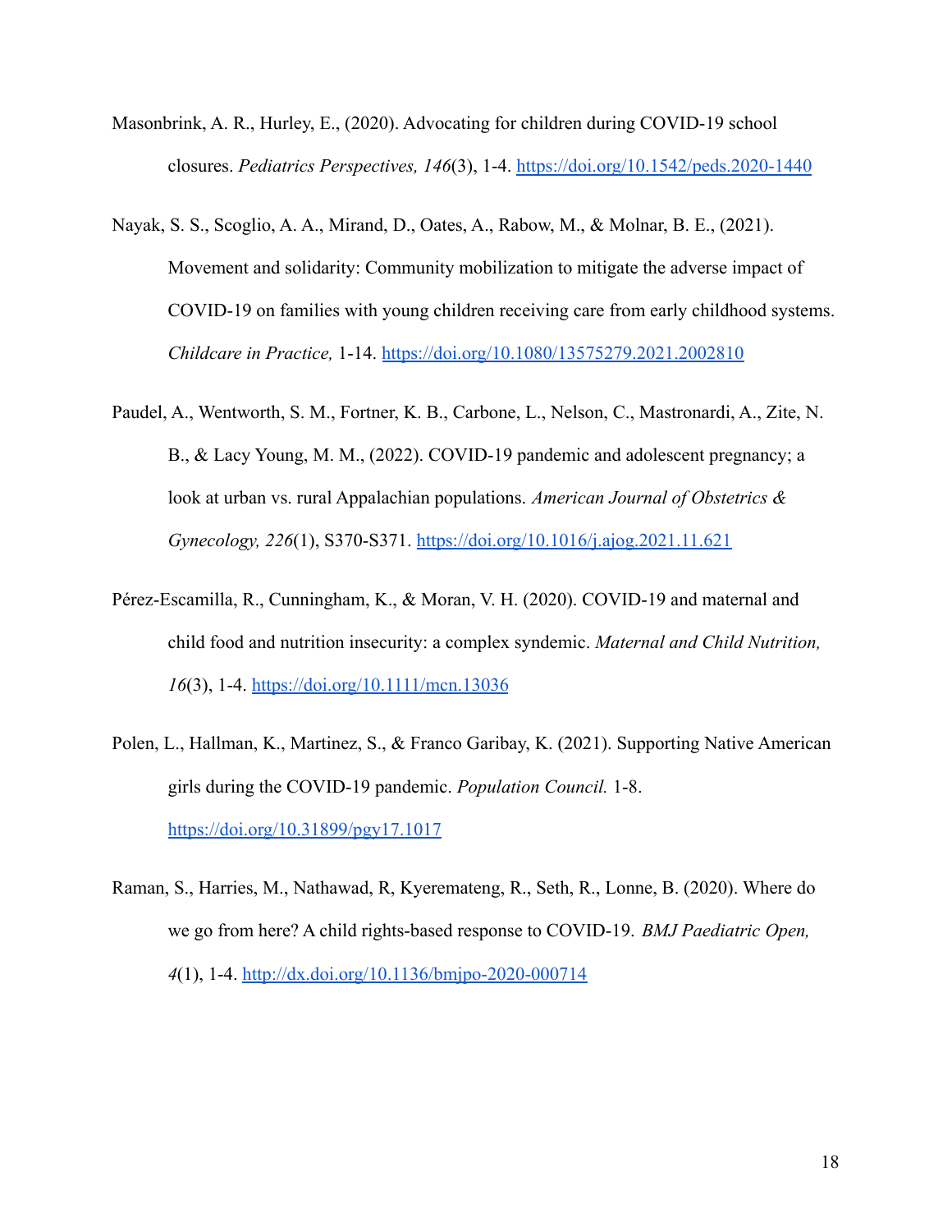Masonbrink, A. R., Hurley, E., (2020). Advocating for children during COVID-19 school closures. *Pediatrics Perspectives, 146*(3), 1-4. https://doi.org/10.1542/peds.2020-1440

Nayak, S. S., Scoglio, A. A., Mirand, D., Oates, A., Rabow, M., & Molnar, B. E., (2021). Movement and solidarity: Community mobilization to mitigate the adverse impact of COVID-19 on families with young children receiving care from early childhood systems. *Childcare in Practice,* 1-14. https://doi.org/10.1080/13575279.2021.2002810

Paudel, A., Wentworth, S. M., Fortner, K. B., Carbone, L., Nelson, C., Mastronardi, A., Zite, N. B., & Lacy Young, M. M., (2022). COVID-19 pandemic and adolescent pregnancy; a look at urban vs. rural Appalachian populations. *American Journal of Obstetrics & Gynecology, 226*(1), S370-S371. https://doi.org/10.1016/j.ajog.2021.11.621

Pérez-Escamilla, R., Cunningham, K., & Moran, V. H. (2020). COVID-19 and maternal and child food and nutrition insecurity: a complex syndemic. *Maternal and Child Nutrition, 16*(3), 1-4. https://doi.org/10.1111/mcn.13036

Polen, L., Hallman, K., Martinez, S., & Franco Garibay, K. (2021). Supporting Native American girls during the COVID-19 pandemic. *Population Council.* 1-8. https://doi.org/10.31899/pgy17.1017

Raman, S., Harries, M., Nathawad, R, Kyeremateng, R., Seth, R., Lonne, B. (2020). Where do we go from here? A child rights-based response to COVID-19. *BMJ Paediatric Open, 4*(1), 1-4. http://dx.doi.org/10.1136/bmjpo-2020-000714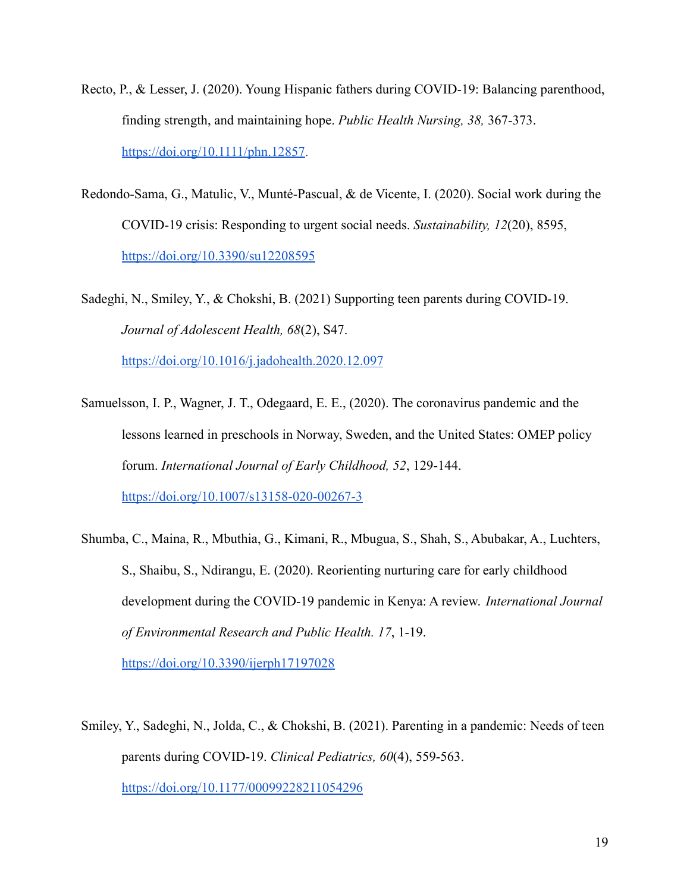Recto, P., & Lesser, J. (2020). Young Hispanic fathers during COVID-19: Balancing parenthood, finding strength, and maintaining hope. *Public Health Nursing, 38,* 367-373. https://doi.org/10.1111/phn.12857.

Redondo-Sama, G., Matulic, V., Munté-Pascual, & de Vicente, I. (2020). Social work during the COVID-19 crisis: Responding to urgent social needs. *Sustainability, 12*(20), 8595, https://doi.org/10.3390/su12208595

Sadeghi, N., Smiley, Y., & Chokshi, B. (2021) Supporting teen parents during COVID-19. *Journal of Adolescent Health, 68*(2), S47. https://doi.org/10.1016/j.jadohealth.2020.12.097

Samuelsson, I. P., Wagner, J. T., Odegaard, E. E., (2020). The coronavirus pandemic and the lessons learned in preschools in Norway, Sweden, and the United States: OMEP policy forum. *International Journal of Early Childhood, 52*, 129-144. https://doi.org/10.1007/s13158-020-00267-3

Shumba, C., Maina, R., Mbuthia, G., Kimani, R., Mbugua, S., Shah, S., Abubakar, A., Luchters, S., Shaibu, S., Ndirangu, E. (2020). Reorienting nurturing care for early childhood development during the COVID-19 pandemic in Kenya: A review. *International Journal of Environmental Research and Public Health. 17*, 1-19. https://doi.org/10.3390/ijerph17197028

Smiley, Y., Sadeghi, N., Jolda, C., & Chokshi, B. (2021). Parenting in a pandemic: Needs of teen parents during COVID-19. *Clinical Pediatrics, 60*(4), 559-563. https://doi.org/10.1177/00099228211054296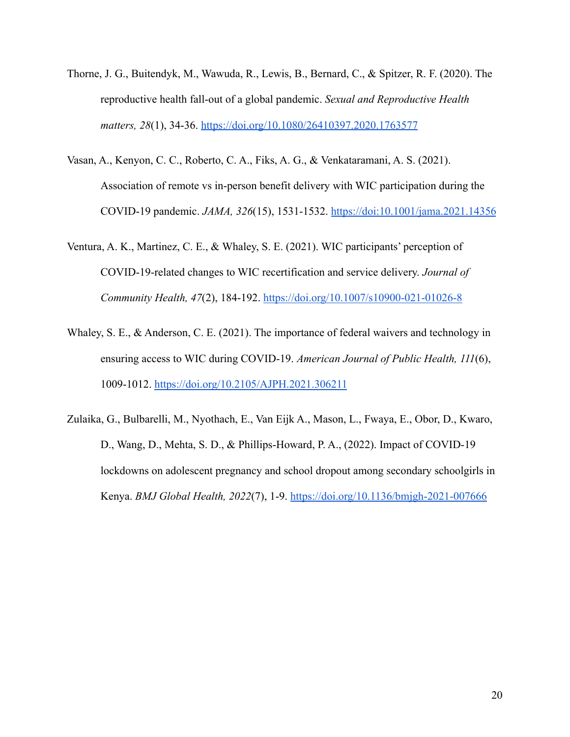Thorne, J. G., Buitendyk, M., Wawuda, R., Lewis, B., Bernard, C., & Spitzer, R. F. (2020). The reproductive health fall-out of a global pandemic. *Sexual and Reproductive Health matters, 28*(1), 34-36. https://doi.org/10.1080/26410397.2020.1763577

Vasan, A., Kenyon, C. C., Roberto, C. A., Fiks, A. G., & Venkataramani, A. S. (2021). Association of remote vs in-person benefit delivery with WIC participation during the COVID-19 pandemic. *JAMA, 326*(15), 1531-1532. https://doi:10.1001/jama.2021.14356

Ventura, A. K., Martinez, C. E., & Whaley, S. E. (2021). WIC participants' perception of COVID-19-related changes to WIC recertification and service delivery. *Journal of Community Health, 47*(2), 184-192. https://doi.org/10.1007/s10900-021-01026-8

Whaley, S. E., & Anderson, C. E. (2021). The importance of federal waivers and technology in ensuring access to WIC during COVID-19. *American Journal of Public Health, 111*(6), 1009-1012. https://doi.org/10.2105/AJPH.2021.306211

Zulaika, G., Bulbarelli, M., Nyothach, E., Van Eijk A., Mason, L., Fwaya, E., Obor, D., Kwaro, D., Wang, D., Mehta, S. D., & Phillips-Howard, P. A., (2022). Impact of COVID-19 lockdowns on adolescent pregnancy and school dropout among secondary schoolgirls in Kenya. *BMJ Global Health, 2022*(7), 1-9. https://doi.org/10.1136/bmjgh-2021-007666